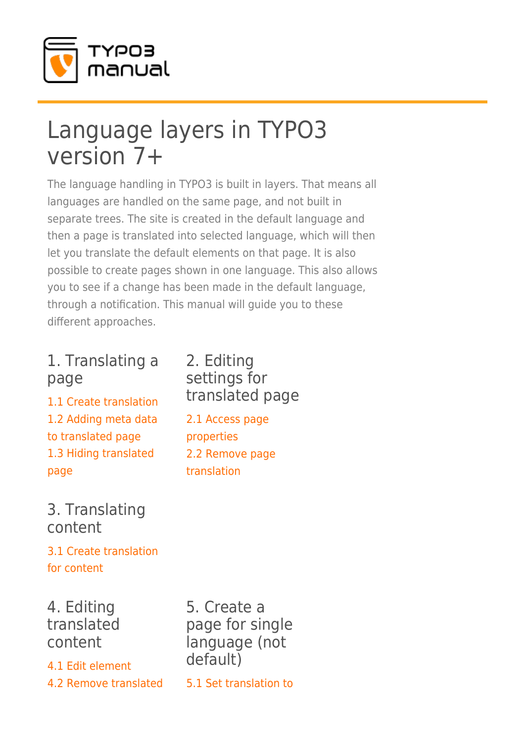# Language layers in TYPO3 version 7+

The language handling in TYPO3 is built in layers. That means all languages are handled on the same page, and not built in separate trees. The site is created in the default language and then a page is translated into selected language, which will then let you translate the default elements on that page. It is also possible to create pages shown in one language. This also allows you to see if a change has been made in the default language, through a notification. This manual will guide you to these different approaches.

## 1. Translating a page

1.1 Create translation
1.2 Adding meta data to translated page
1.3 Hiding translated page

## 2. Editing settings for translated page

2.1 Access page properties
2.2 Remove page translation

## 3. Translating content

3.1 Create translation for content

## 4. Editing translated content

4.1 Edit element
4.2 Remove translated

## 5. Create a page for single language (not default)

5.1 Set translation to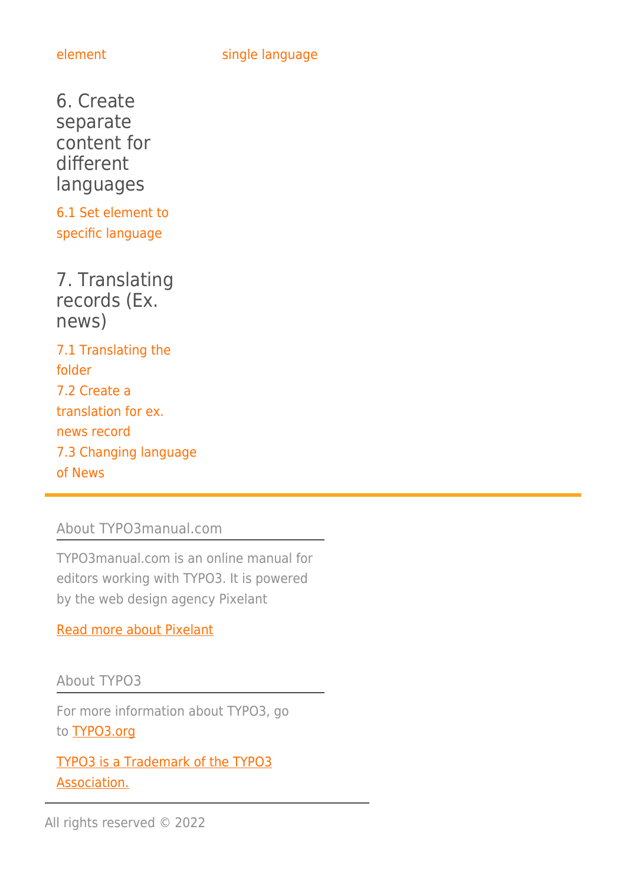element single language

## 6. Create separate content for different languages

6.1 Set element to specific language

## 7. Translating records (Ex. news)

7.1 Translating the folder
7.2 Create a translation for ex. news record
7.3 Changing language of News

---

### About TYPO3manual.com

TYPO3manual.com is an online manual for editors working with TYPO3. It is powered by the web design agency Pixelant

Read more about Pixelant

### About TYPO3

For more information about TYPO3, go to TYPO3.org

TYPO3 is a Trademark of the TYPO3 Association.

All rights reserved © 2022